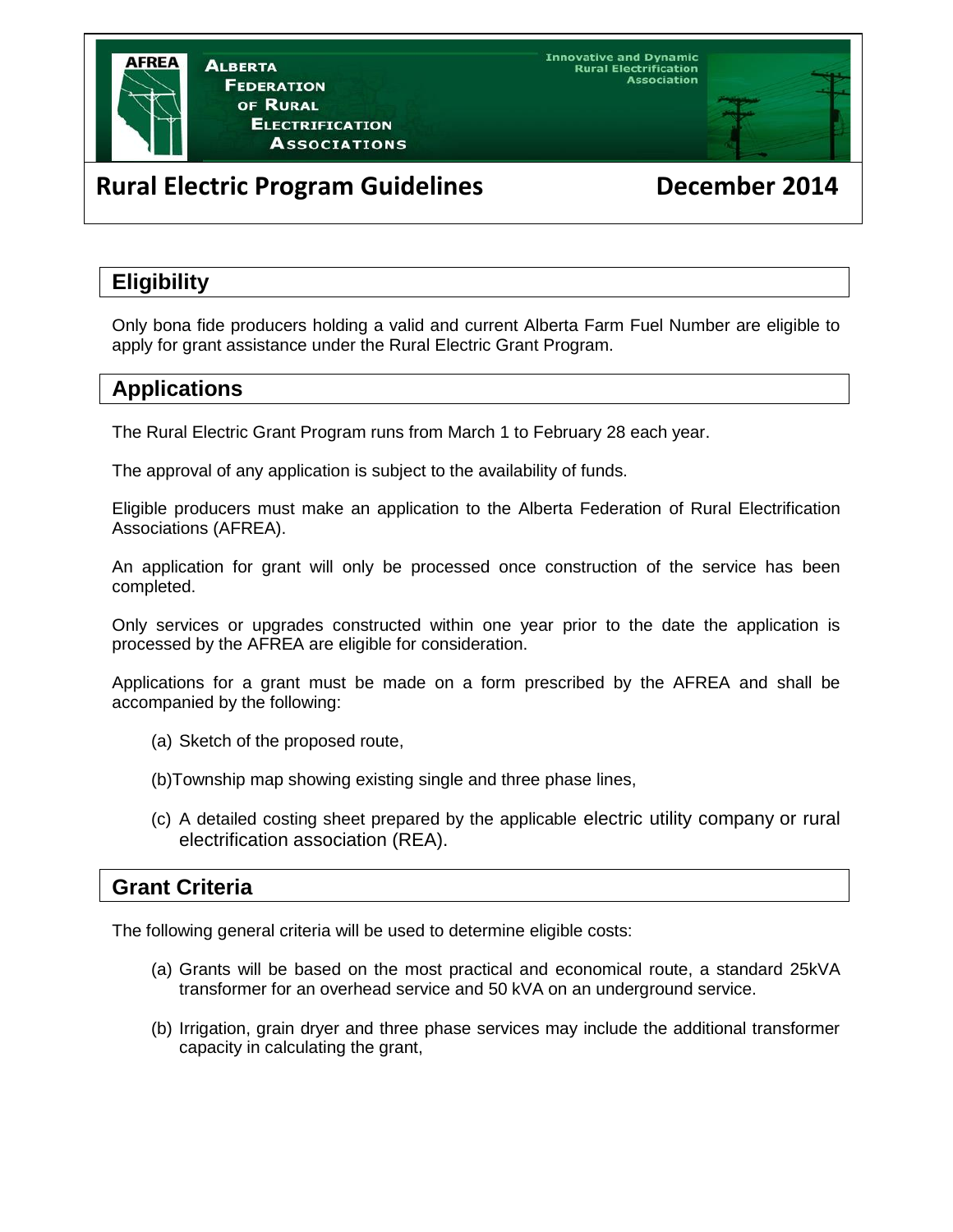# Alberta Federation of Rural Electrification Associations

Innovative and Dynamic Rural Electrification Association

# Rural Electric Program Guidelines

December 2014

## Eligibility

Only bona fide producers holding a valid and current Alberta Farm Fuel Number are eligible to apply for grant assistance under the Rural Electric Grant Program.

## Applications

The Rural Electric Grant Program runs from March 1 to February 28 each year.

The approval of any application is subject to the availability of funds.

Eligible producers must make an application to the Alberta Federation of Rural Electrification Associations (AFREA).

An application for grant will only be processed once construction of the service has been completed.

Only services or upgrades constructed within one year prior to the date the application is processed by the AFREA are eligible for consideration.

Applications for a grant must be made on a form prescribed by the AFREA and shall be accompanied by the following:

(a) Sketch of the proposed route,

(b)Township map showing existing single and three phase lines,

(c) A detailed costing sheet prepared by the applicable electric utility company or rural electrification association (REA).

## Grant Criteria

The following general criteria will be used to determine eligible costs:

(a) Grants will be based on the most practical and economical route, a standard 25kVA transformer for an overhead service and 50 kVA on an underground service.

(b) Irrigation, grain dryer and three phase services may include the additional transformer capacity in calculating the grant,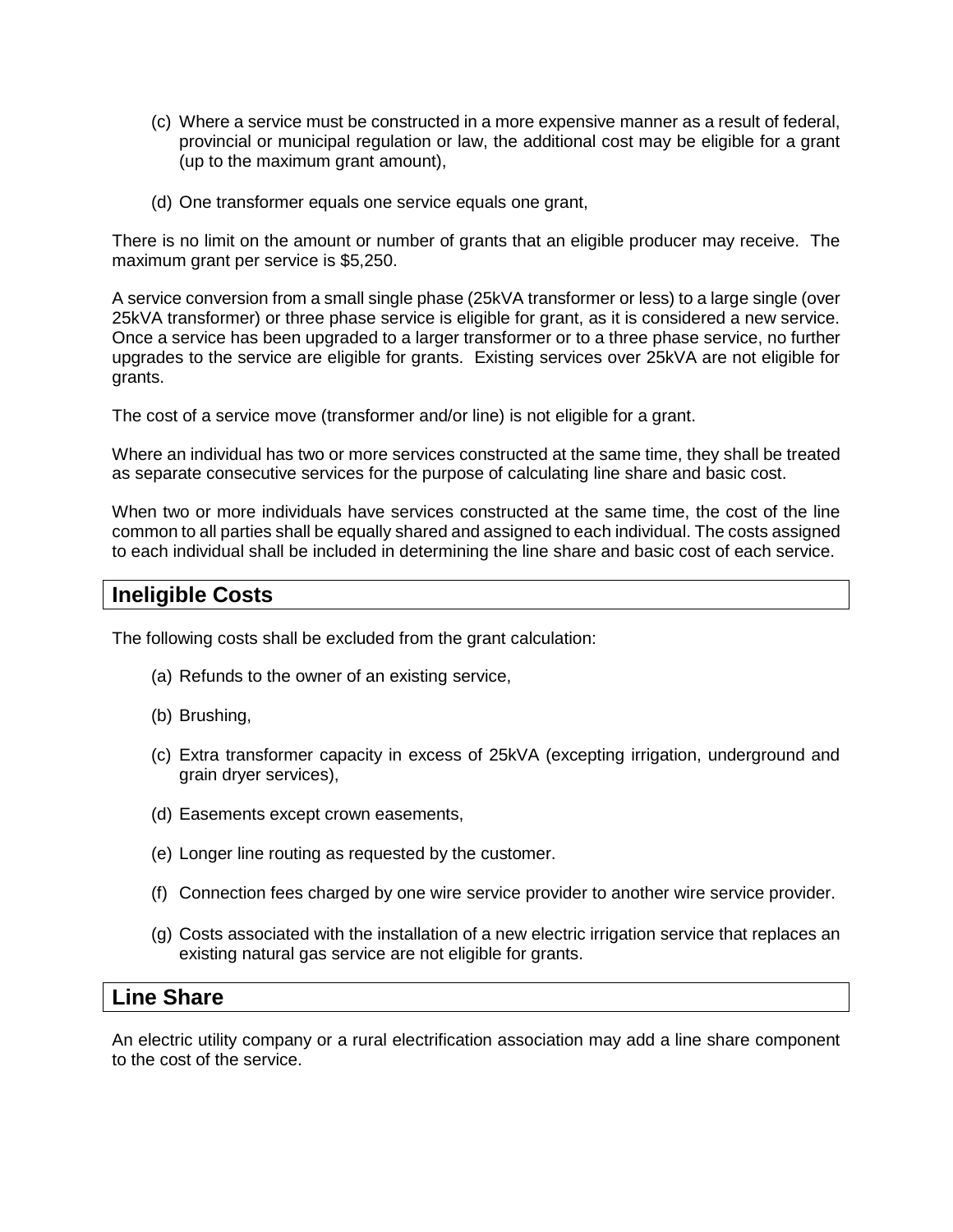(c) Where a service must be constructed in a more expensive manner as a result of federal, provincial or municipal regulation or law, the additional cost may be eligible for a grant (up to the maximum grant amount),

(d) One transformer equals one service equals one grant,

There is no limit on the amount or number of grants that an eligible producer may receive. The maximum grant per service is $5,250.

A service conversion from a small single phase (25kVA transformer or less) to a large single (over 25kVA transformer) or three phase service is eligible for grant, as it is considered a new service. Once a service has been upgraded to a larger transformer or to a three phase service, no further upgrades to the service are eligible for grants. Existing services over 25kVA are not eligible for grants.

The cost of a service move (transformer and/or line) is not eligible for a grant.

Where an individual has two or more services constructed at the same time, they shall be treated as separate consecutive services for the purpose of calculating line share and basic cost.

When two or more individuals have services constructed at the same time, the cost of the line common to all parties shall be equally shared and assigned to each individual. The costs assigned to each individual shall be included in determining the line share and basic cost of each service.

## Ineligible Costs

The following costs shall be excluded from the grant calculation:

(a) Refunds to the owner of an existing service,

(b) Brushing,

(c) Extra transformer capacity in excess of 25kVA (excepting irrigation, underground and grain dryer services),

(d) Easements except crown easements,

(e) Longer line routing as requested by the customer.

(f) Connection fees charged by one wire service provider to another wire service provider.

(g) Costs associated with the installation of a new electric irrigation service that replaces an existing natural gas service are not eligible for grants.

## Line Share

An electric utility company or a rural electrification association may add a line share component to the cost of the service.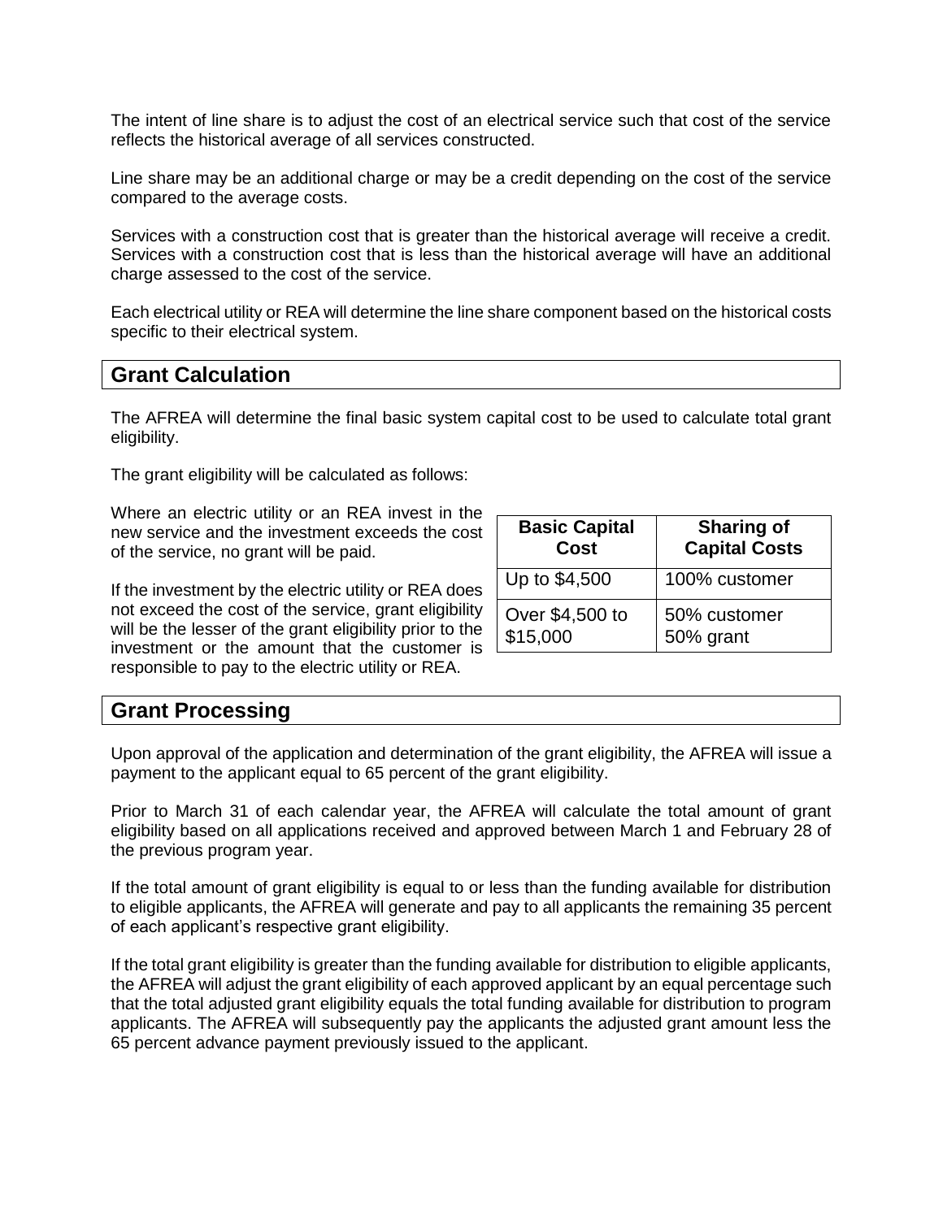The intent of line share is to adjust the cost of an electrical service such that cost of the service reflects the historical average of all services constructed.

Line share may be an additional charge or may be a credit depending on the cost of the service compared to the average costs.

Services with a construction cost that is greater than the historical average will receive a credit. Services with a construction cost that is less than the historical average will have an additional charge assessed to the cost of the service.

Each electrical utility or REA will determine the line share component based on the historical costs specific to their electrical system.

## Grant Calculation

The AFREA will determine the final basic system capital cost to be used to calculate total grant eligibility.

The grant eligibility will be calculated as follows:

| Basic Capital Cost | Sharing of Capital Costs |
|---|---|
| Up to $4,500 | 100% customer |
| Over $4,500 to $15,000 | 50% customer 50% grant |

Where an electric utility or an REA invest in the new service and the investment exceeds the cost of the service, no grant will be paid.

If the investment by the electric utility or REA does not exceed the cost of the service, grant eligibility will be the lesser of the grant eligibility prior to the investment or the amount that the customer is responsible to pay to the electric utility or REA.

## Grant Processing

Upon approval of the application and determination of the grant eligibility, the AFREA will issue a payment to the applicant equal to 65 percent of the grant eligibility.

Prior to March 31 of each calendar year, the AFREA will calculate the total amount of grant eligibility based on all applications received and approved between March 1 and February 28 of the previous program year.

If the total amount of grant eligibility is equal to or less than the funding available for distribution to eligible applicants, the AFREA will generate and pay to all applicants the remaining 35 percent of each applicant's respective grant eligibility.

If the total grant eligibility is greater than the funding available for distribution to eligible applicants, the AFREA will adjust the grant eligibility of each approved applicant by an equal percentage such that the total adjusted grant eligibility equals the total funding available for distribution to program applicants. The AFREA will subsequently pay the applicants the adjusted grant amount less the 65 percent advance payment previously issued to the applicant.